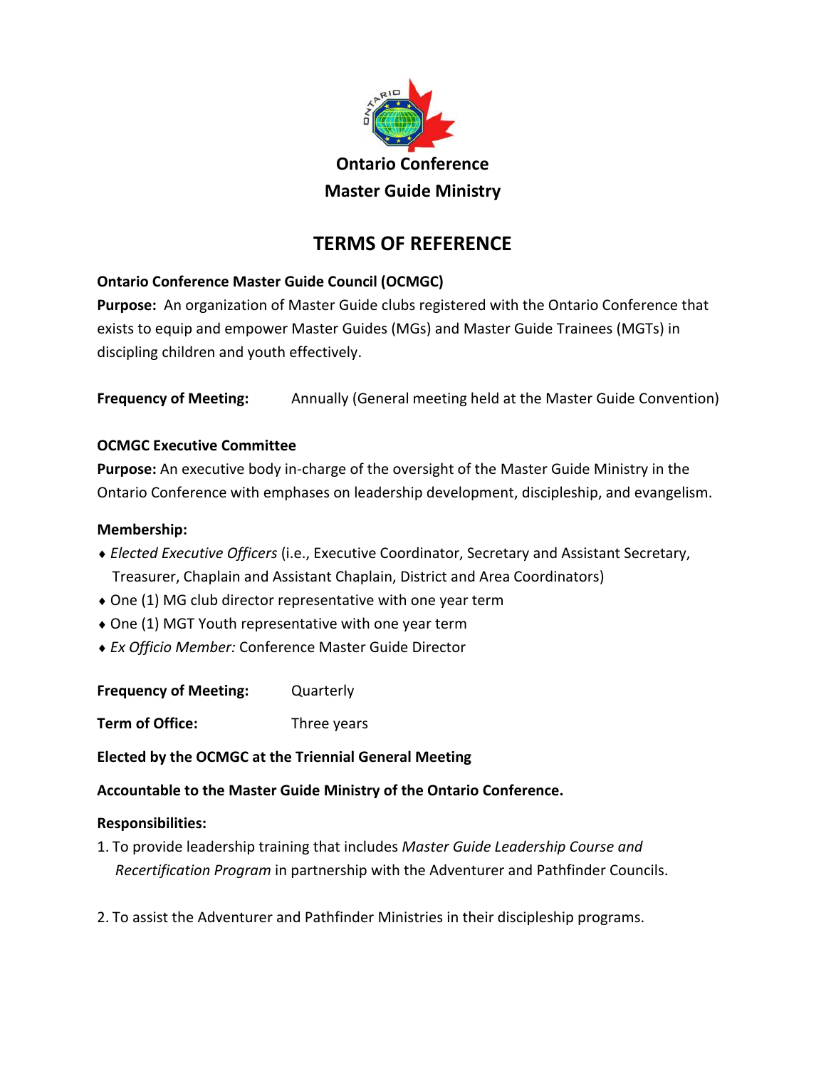# Ontario Conference
# Master Guide Ministry

## TERMS OF REFERENCE

**Ontario Conference Master Guide Council (OCMGC)**

**Purpose:** An organization of Master Guide clubs registered with the Ontario Conference that exists to equip and empower Master Guides (MGs) and Master Guide Trainees (MGTs) in discipling children and youth effectively.

**Frequency of Meeting:** Annually (General meeting held at the Master Guide Convention)

**OCMGC Executive Committee**

**Purpose:** An executive body in-charge of the oversight of the Master Guide Ministry in the Ontario Conference with emphases on leadership development, discipleship, and evangelism.

**Membership:**

- *Elected Executive Officers* (i.e., Executive Coordinator, Secretary and Assistant Secretary, Treasurer, Chaplain and Assistant Chaplain, District and Area Coordinators)
- One (1) MG club director representative with one year term
- One (1) MGT Youth representative with one year term
- *Ex Officio Member:* Conference Master Guide Director

**Frequency of Meeting:** Quarterly

**Term of Office:** Three years

**Elected by the OCMGC at the Triennial General Meeting**

**Accountable to the Master Guide Ministry of the Ontario Conference.**

**Responsibilities:**

1. To provide leadership training that includes *Master Guide Leadership Course and Recertification Program* in partnership with the Adventurer and Pathfinder Councils.
2. To assist the Adventurer and Pathfinder Ministries in their discipleship programs.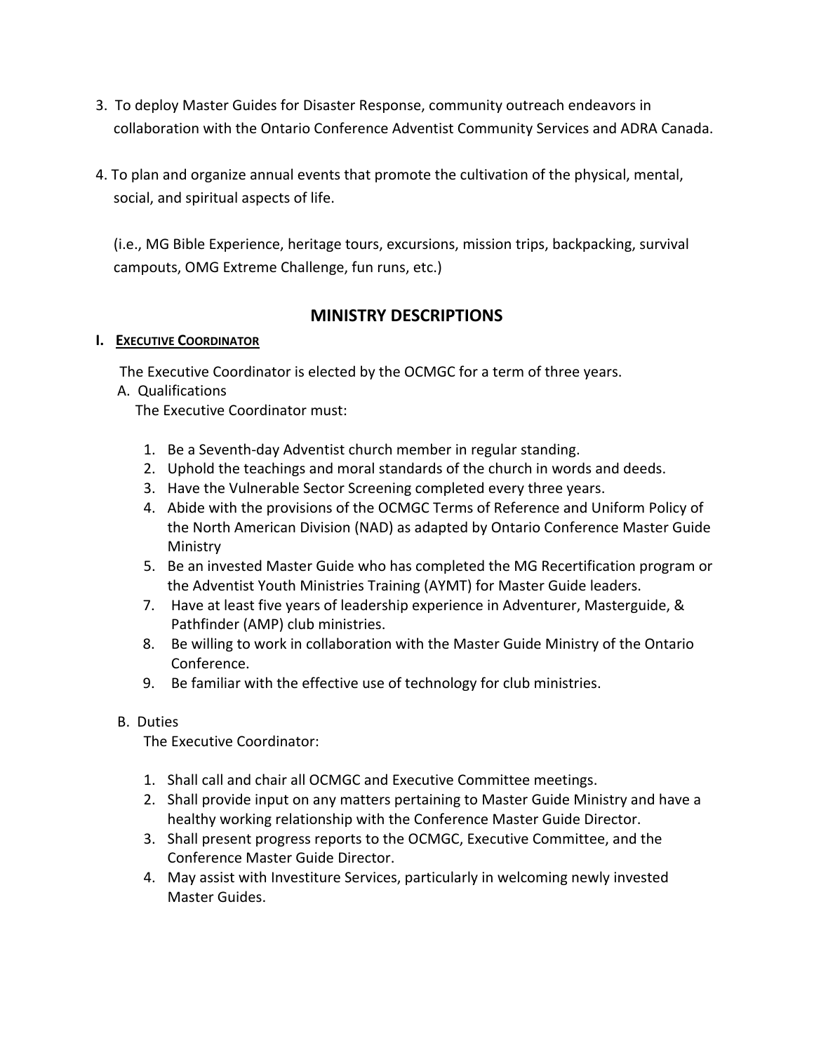3. To deploy Master Guides for Disaster Response, community outreach endeavors in collaboration with the Ontario Conference Adventist Community Services and ADRA Canada.

4. To plan and organize annual events that promote the cultivation of the physical, mental, social, and spiritual aspects of life.

   (i.e., MG Bible Experience, heritage tours, excursions, mission trips, backpacking, survival campouts, OMG Extreme Challenge, fun runs, etc.)

## MINISTRY DESCRIPTIONS

### I. EXECUTIVE COORDINATOR

The Executive Coordinator is elected by the OCMGC for a term of three years.

A. Qualifications

The Executive Coordinator must:

1. Be a Seventh-day Adventist church member in regular standing.
2. Uphold the teachings and moral standards of the church in words and deeds.
3. Have the Vulnerable Sector Screening completed every three years.
4. Abide with the provisions of the OCMGC Terms of Reference and Uniform Policy of the North American Division (NAD) as adapted by Ontario Conference Master Guide Ministry
5. Be an invested Master Guide who has completed the MG Recertification program or the Adventist Youth Ministries Training (AYMT) for Master Guide leaders.
7. Have at least five years of leadership experience in Adventurer, Masterguide, & Pathfinder (AMP) club ministries.
8. Be willing to work in collaboration with the Master Guide Ministry of the Ontario Conference.
9. Be familiar with the effective use of technology for club ministries.

B. Duties

The Executive Coordinator:

1. Shall call and chair all OCMGC and Executive Committee meetings.
2. Shall provide input on any matters pertaining to Master Guide Ministry and have a healthy working relationship with the Conference Master Guide Director.
3. Shall present progress reports to the OCMGC, Executive Committee, and the Conference Master Guide Director.
4. May assist with Investiture Services, particularly in welcoming newly invested Master Guides.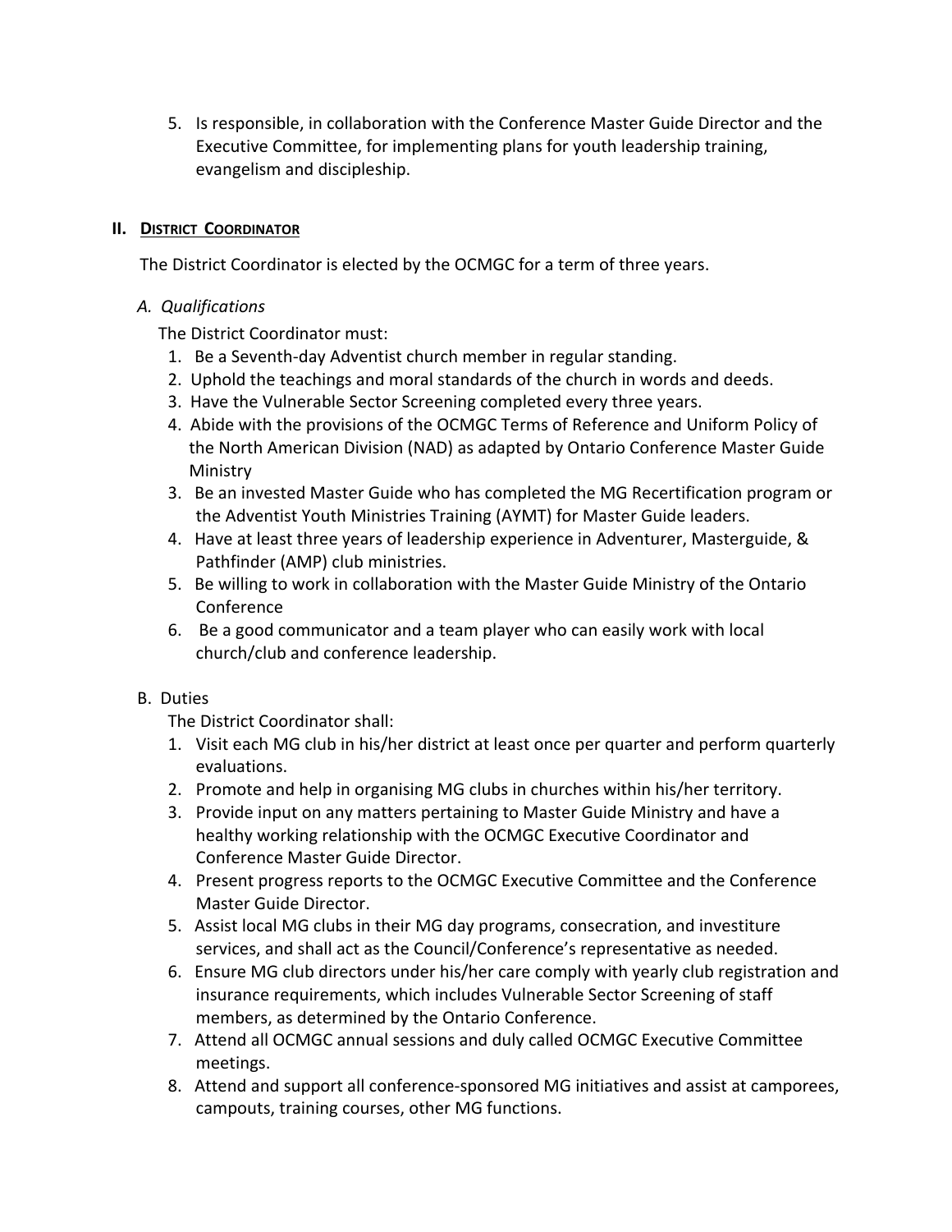5. Is responsible, in collaboration with the Conference Master Guide Director and the Executive Committee, for implementing plans for youth leadership training, evangelism and discipleship.

## II. District Coordinator

The District Coordinator is elected by the OCMGC for a term of three years.

*A. Qualifications*

The District Coordinator must:

1. Be a Seventh-day Adventist church member in regular standing.
2. Uphold the teachings and moral standards of the church in words and deeds.
3. Have the Vulnerable Sector Screening completed every three years.
4. Abide with the provisions of the OCMGC Terms of Reference and Uniform Policy of the North American Division (NAD) as adapted by Ontario Conference Master Guide Ministry
3. Be an invested Master Guide who has completed the MG Recertification program or the Adventist Youth Ministries Training (AYMT) for Master Guide leaders.
4. Have at least three years of leadership experience in Adventurer, Masterguide, & Pathfinder (AMP) club ministries.
5. Be willing to work in collaboration with the Master Guide Ministry of the Ontario Conference
6. Be a good communicator and a team player who can easily work with local church/club and conference leadership.

B. Duties

The District Coordinator shall:

1. Visit each MG club in his/her district at least once per quarter and perform quarterly evaluations.
2. Promote and help in organising MG clubs in churches within his/her territory.
3. Provide input on any matters pertaining to Master Guide Ministry and have a healthy working relationship with the OCMGC Executive Coordinator and Conference Master Guide Director.
4. Present progress reports to the OCMGC Executive Committee and the Conference Master Guide Director.
5. Assist local MG clubs in their MG day programs, consecration, and investiture services, and shall act as the Council/Conference's representative as needed.
6. Ensure MG club directors under his/her care comply with yearly club registration and insurance requirements, which includes Vulnerable Sector Screening of staff members, as determined by the Ontario Conference.
7. Attend all OCMGC annual sessions and duly called OCMGC Executive Committee meetings.
8. Attend and support all conference-sponsored MG initiatives and assist at camporees, campouts, training courses, other MG functions.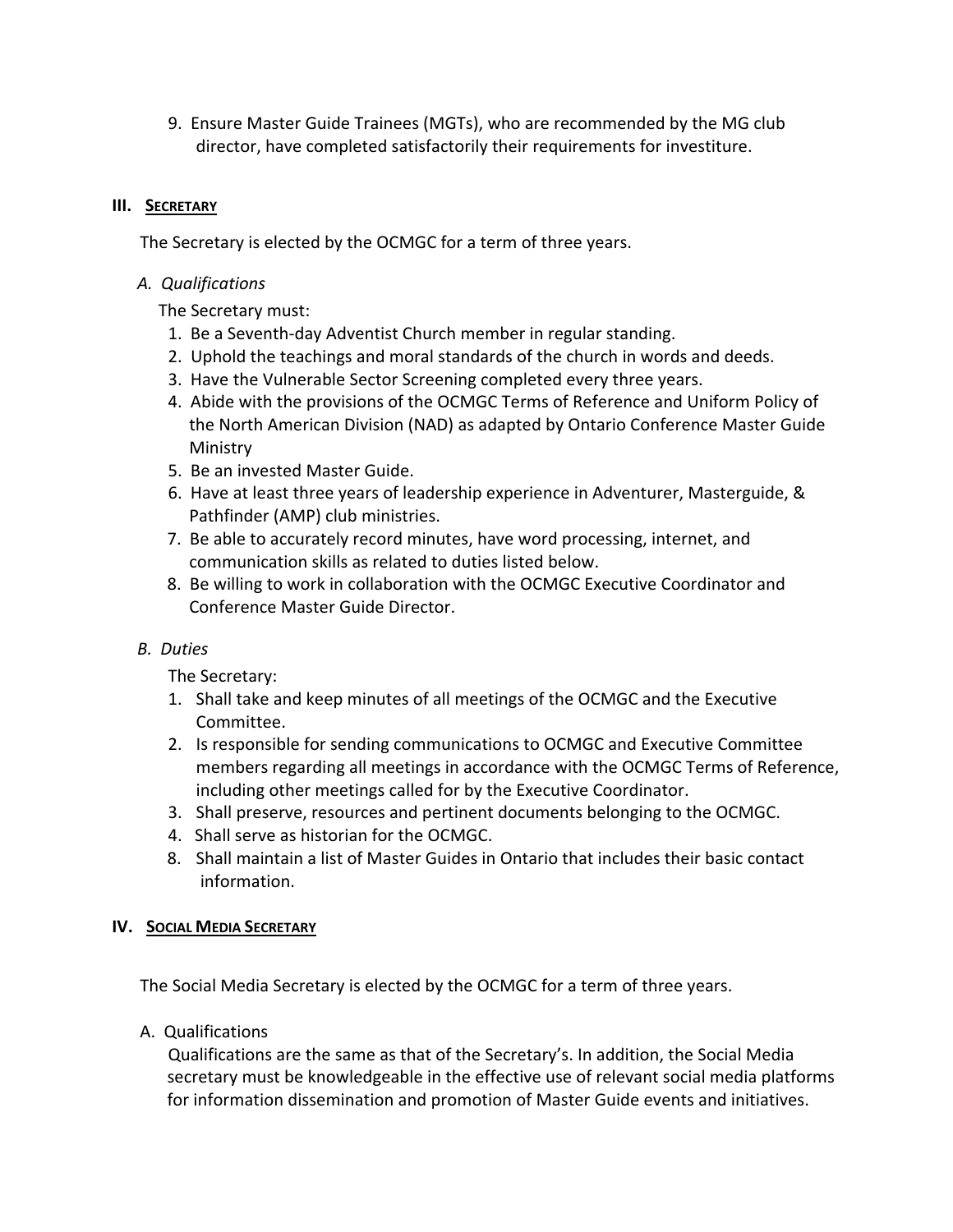9. Ensure Master Guide Trainees (MGTs), who are recommended by the MG club director, have completed satisfactorily their requirements for investiture.

## III. SECRETARY

The Secretary is elected by the OCMGC for a term of three years.

### *A. Qualifications*

The Secretary must:

1. Be a Seventh-day Adventist Church member in regular standing.
2. Uphold the teachings and moral standards of the church in words and deeds.
3. Have the Vulnerable Sector Screening completed every three years.
4. Abide with the provisions of the OCMGC Terms of Reference and Uniform Policy of the North American Division (NAD) as adapted by Ontario Conference Master Guide Ministry
5. Be an invested Master Guide.
6. Have at least three years of leadership experience in Adventurer, Masterguide, & Pathfinder (AMP) club ministries.
7. Be able to accurately record minutes, have word processing, internet, and communication skills as related to duties listed below.
8. Be willing to work in collaboration with the OCMGC Executive Coordinator and Conference Master Guide Director.

### *B. Duties*

The Secretary:

1. Shall take and keep minutes of all meetings of the OCMGC and the Executive Committee.
2. Is responsible for sending communications to OCMGC and Executive Committee members regarding all meetings in accordance with the OCMGC Terms of Reference, including other meetings called for by the Executive Coordinator.
3. Shall preserve, resources and pertinent documents belonging to the OCMGC.
4. Shall serve as historian for the OCMGC.

8. Shall maintain a list of Master Guides in Ontario that includes their basic contact information.

## IV. SOCIAL MEDIA SECRETARY

The Social Media Secretary is elected by the OCMGC for a term of three years.

### A. Qualifications

Qualifications are the same as that of the Secretary's. In addition, the Social Media secretary must be knowledgeable in the effective use of relevant social media platforms for information dissemination and promotion of Master Guide events and initiatives.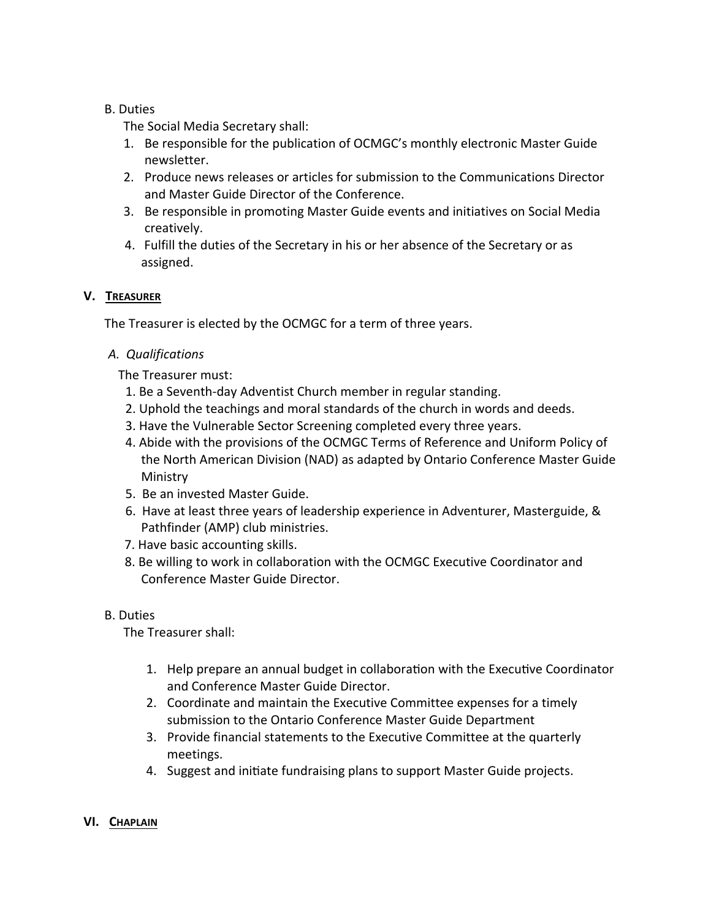B. Duties

The Social Media Secretary shall:

1. Be responsible for the publication of OCMGC's monthly electronic Master Guide newsletter.
2. Produce news releases or articles for submission to the Communications Director and Master Guide Director of the Conference.
3. Be responsible in promoting Master Guide events and initiatives on Social Media creatively.
4. Fulfill the duties of the Secretary in his or her absence of the Secretary or as assigned.

## V. TREASURER

The Treasurer is elected by the OCMGC for a term of three years.

*A. Qualifications*

The Treasurer must:

1. Be a Seventh-day Adventist Church member in regular standing.
2. Uphold the teachings and moral standards of the church in words and deeds.
3. Have the Vulnerable Sector Screening completed every three years.
4. Abide with the provisions of the OCMGC Terms of Reference and Uniform Policy of the North American Division (NAD) as adapted by Ontario Conference Master Guide Ministry
5. Be an invested Master Guide.
6. Have at least three years of leadership experience in Adventurer, Masterguide, & Pathfinder (AMP) club ministries.
7. Have basic accounting skills.
8. Be willing to work in collaboration with the OCMGC Executive Coordinator and Conference Master Guide Director.

B. Duties

The Treasurer shall:

1. Help prepare an annual budget in collaboration with the Executive Coordinator and Conference Master Guide Director.
2. Coordinate and maintain the Executive Committee expenses for a timely submission to the Ontario Conference Master Guide Department
3. Provide financial statements to the Executive Committee at the quarterly meetings.
4. Suggest and initiate fundraising plans to support Master Guide projects.

## VI. CHAPLAIN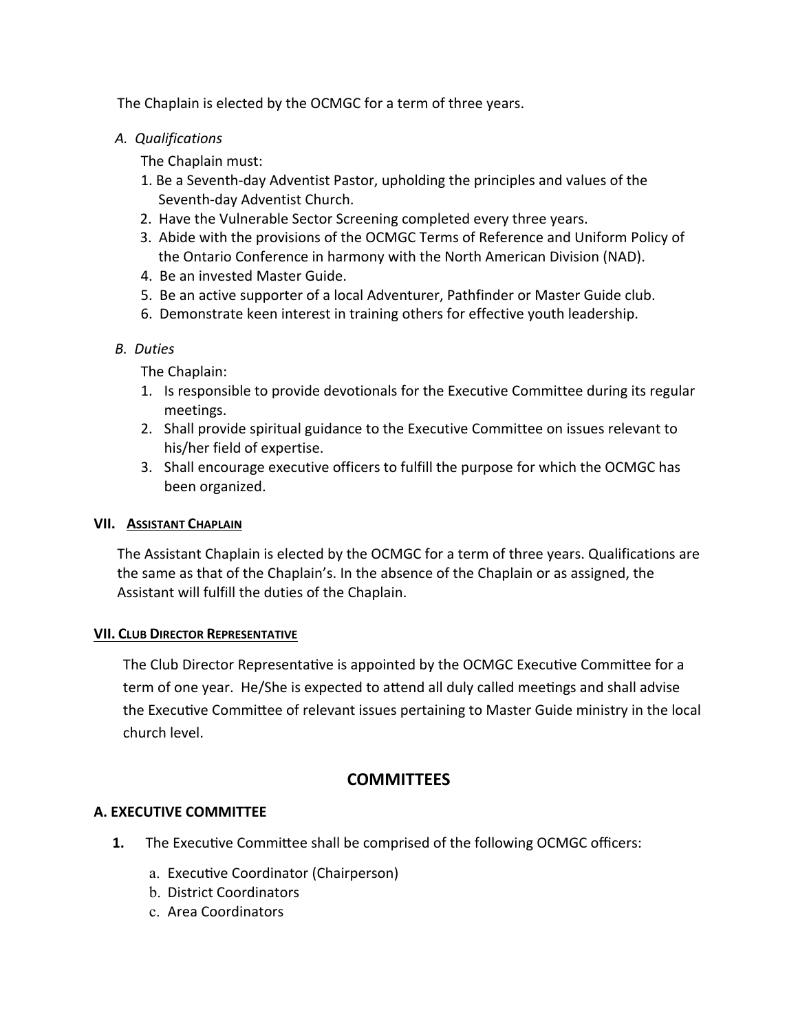The Chaplain is elected by the OCMGC for a term of three years.

*A. Qualifications*

The Chaplain must:

1. Be a Seventh-day Adventist Pastor, upholding the principles and values of the Seventh-day Adventist Church.
2. Have the Vulnerable Sector Screening completed every three years.
3. Abide with the provisions of the OCMGC Terms of Reference and Uniform Policy of the Ontario Conference in harmony with the North American Division (NAD).
4. Be an invested Master Guide.
5. Be an active supporter of a local Adventurer, Pathfinder or Master Guide club.
6. Demonstrate keen interest in training others for effective youth leadership.

*B. Duties*

The Chaplain:

1. Is responsible to provide devotionals for the Executive Committee during its regular meetings.
2. Shall provide spiritual guidance to the Executive Committee on issues relevant to his/her field of expertise.
3. Shall encourage executive officers to fulfill the purpose for which the OCMGC has been organized.

### VII. ASSISTANT CHAPLAIN

The Assistant Chaplain is elected by the OCMGC for a term of three years. Qualifications are the same as that of the Chaplain's. In the absence of the Chaplain or as assigned, the Assistant will fulfill the duties of the Chaplain.

### VII. CLUB DIRECTOR REPRESENTATIVE

The Club Director Representative is appointed by the OCMGC Executive Committee for a term of one year. He/She is expected to attend all duly called meetings and shall advise the Executive Committee of relevant issues pertaining to Master Guide ministry in the local church level.

## COMMITTEES

### A. EXECUTIVE COMMITTEE

1. The Executive Committee shall be comprised of the following OCMGC officers:

    a. Executive Coordinator (Chairperson)
    b. District Coordinators
    c. Area Coordinators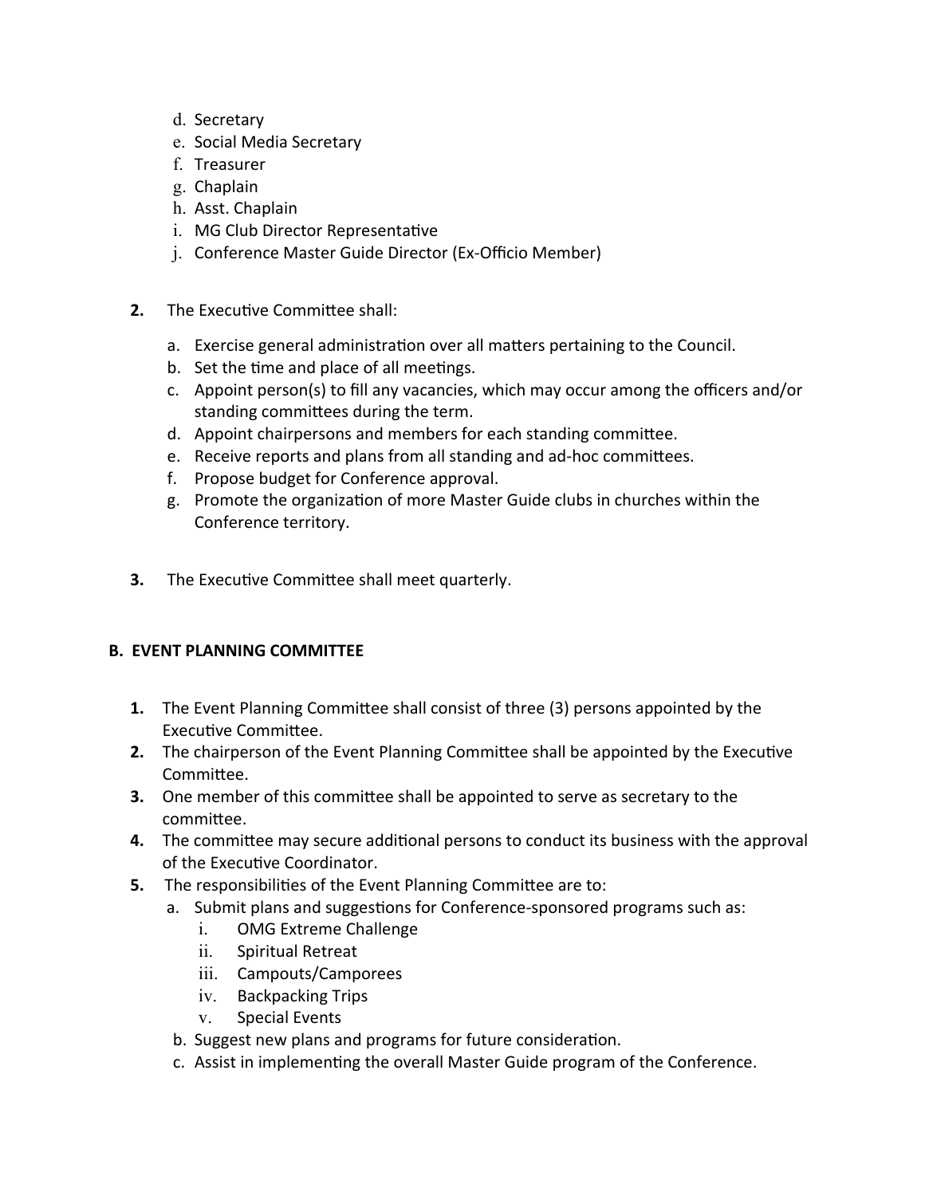d. Secretary
e. Social Media Secretary
f. Treasurer
g. Chaplain
h. Asst. Chaplain
i. MG Club Director Representative
j. Conference Master Guide Director (Ex-Officio Member)

**2.** The Executive Committee shall:

a. Exercise general administration over all matters pertaining to the Council.
b. Set the time and place of all meetings.
c. Appoint person(s) to fill any vacancies, which may occur among the officers and/or standing committees during the term.
d. Appoint chairpersons and members for each standing committee.
e. Receive reports and plans from all standing and ad-hoc committees.
f. Propose budget for Conference approval.
g. Promote the organization of more Master Guide clubs in churches within the Conference territory.

**3.** The Executive Committee shall meet quarterly.

**B. EVENT PLANNING COMMITTEE**

**1.** The Event Planning Committee shall consist of three (3) persons appointed by the Executive Committee.
**2.** The chairperson of the Event Planning Committee shall be appointed by the Executive Committee.
**3.** One member of this committee shall be appointed to serve as secretary to the committee.
**4.** The committee may secure additional persons to conduct its business with the approval of the Executive Coordinator.
**5.** The responsibilities of the Event Planning Committee are to:
   a. Submit plans and suggestions for Conference-sponsored programs such as:
      i. OMG Extreme Challenge
      ii. Spiritual Retreat
      iii. Campouts/Camporees
      iv. Backpacking Trips
      v. Special Events
   b. Suggest new plans and programs for future consideration.
   c. Assist in implementing the overall Master Guide program of the Conference.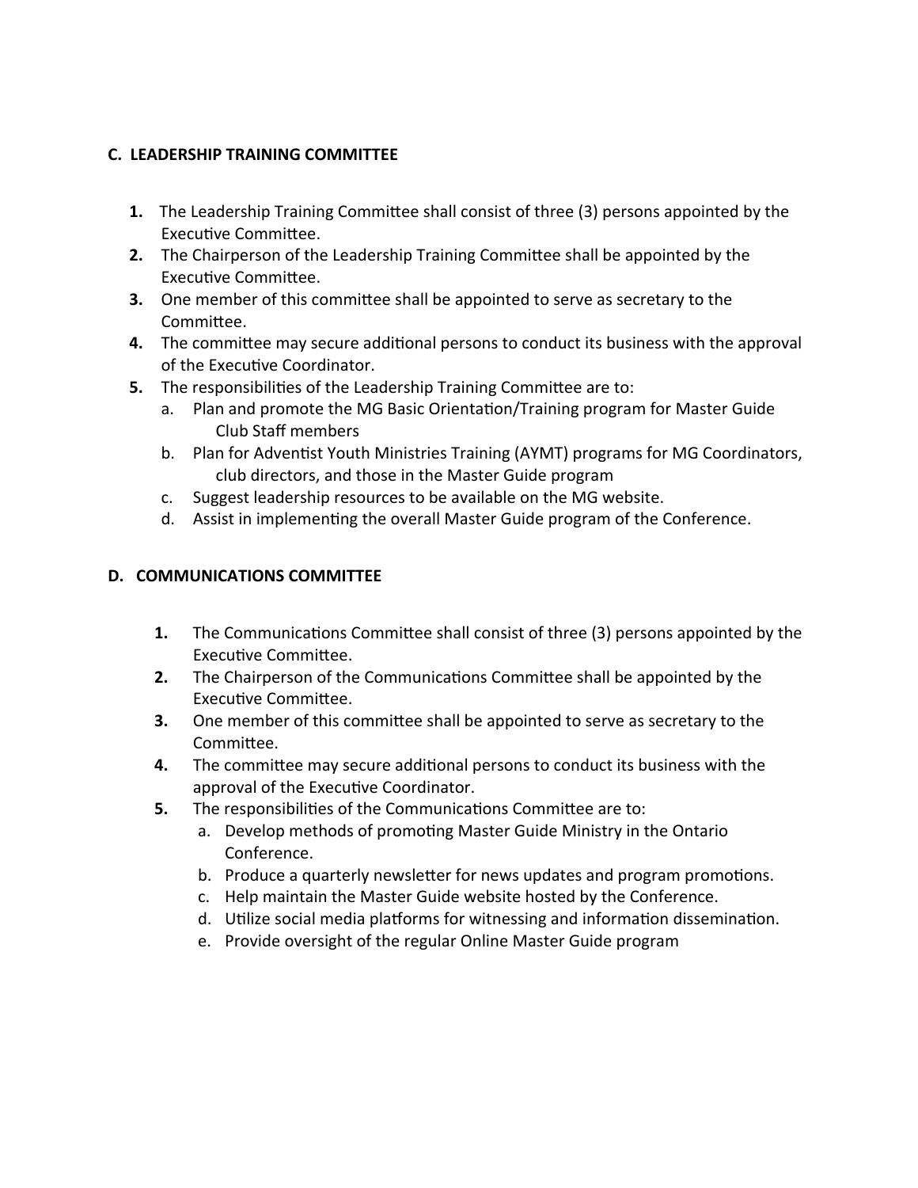### C. LEADERSHIP TRAINING COMMITTEE

1. The Leadership Training Committee shall consist of three (3) persons appointed by the Executive Committee.
2. The Chairperson of the Leadership Training Committee shall be appointed by the Executive Committee.
3. One member of this committee shall be appointed to serve as secretary to the Committee.
4. The committee may secure additional persons to conduct its business with the approval of the Executive Coordinator.
5. The responsibilities of the Leadership Training Committee are to:
   a. Plan and promote the MG Basic Orientation/Training program for Master Guide Club Staff members
   b. Plan for Adventist Youth Ministries Training (AYMT) programs for MG Coordinators, club directors, and those in the Master Guide program
   c. Suggest leadership resources to be available on the MG website.
   d. Assist in implementing the overall Master Guide program of the Conference.

### D. COMMUNICATIONS COMMITTEE

1. The Communications Committee shall consist of three (3) persons appointed by the Executive Committee.
2. The Chairperson of the Communications Committee shall be appointed by the Executive Committee.
3. One member of this committee shall be appointed to serve as secretary to the Committee.
4. The committee may secure additional persons to conduct its business with the approval of the Executive Coordinator.
5. The responsibilities of the Communications Committee are to:
   a. Develop methods of promoting Master Guide Ministry in the Ontario Conference.
   b. Produce a quarterly newsletter for news updates and program promotions.
   c. Help maintain the Master Guide website hosted by the Conference.
   d. Utilize social media platforms for witnessing and information dissemination.
   e. Provide oversight of the regular Online Master Guide program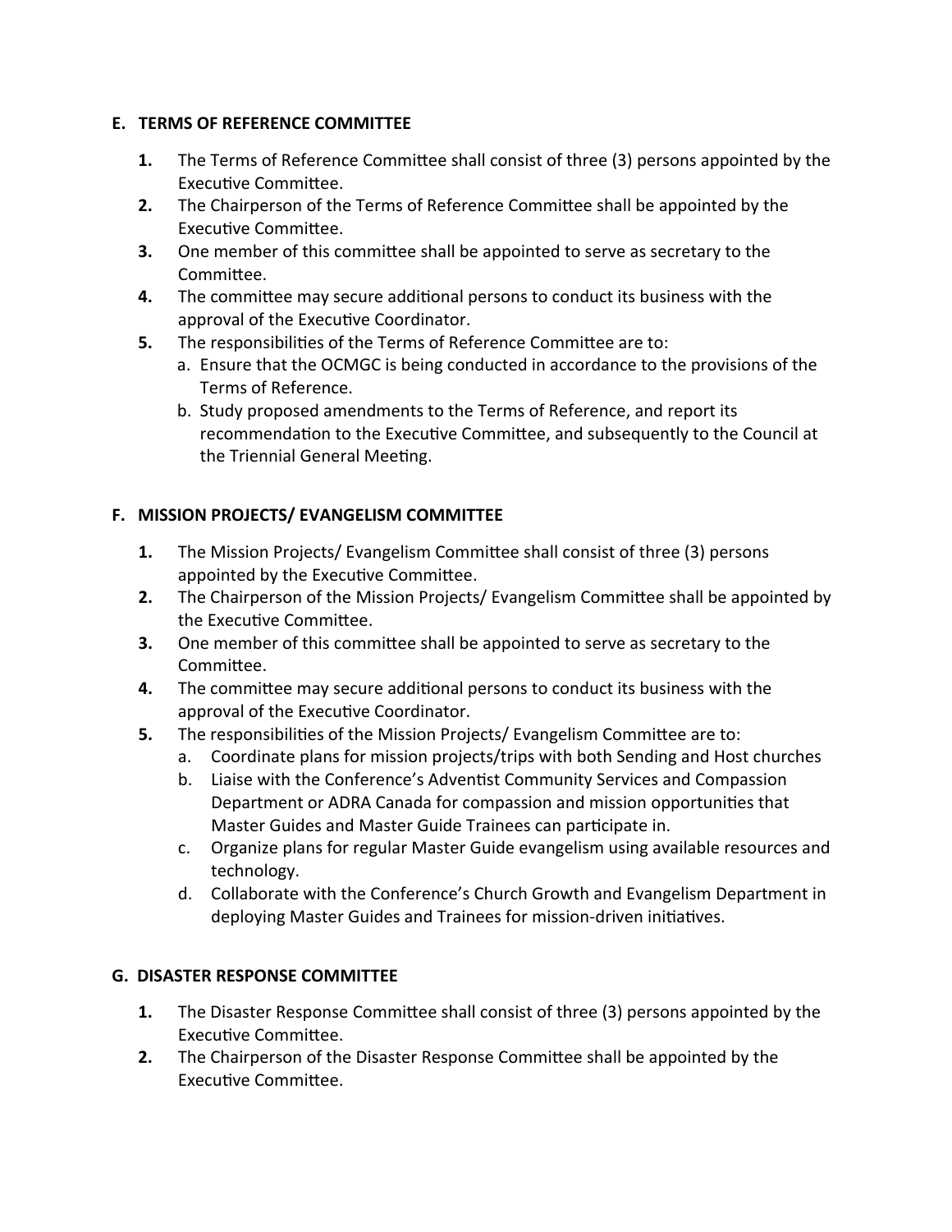### E. TERMS OF REFERENCE COMMITTEE

1. The Terms of Reference Committee shall consist of three (3) persons appointed by the Executive Committee.
2. The Chairperson of the Terms of Reference Committee shall be appointed by the Executive Committee.
3. One member of this committee shall be appointed to serve as secretary to the Committee.
4. The committee may secure additional persons to conduct its business with the approval of the Executive Coordinator.
5. The responsibilities of the Terms of Reference Committee are to:
   a. Ensure that the OCMGC is being conducted in accordance to the provisions of the Terms of Reference.
   b. Study proposed amendments to the Terms of Reference, and report its recommendation to the Executive Committee, and subsequently to the Council at the Triennial General Meeting.

### F. MISSION PROJECTS/ EVANGELISM COMMITTEE

1. The Mission Projects/ Evangelism Committee shall consist of three (3) persons appointed by the Executive Committee.
2. The Chairperson of the Mission Projects/ Evangelism Committee shall be appointed by the Executive Committee.
3. One member of this committee shall be appointed to serve as secretary to the Committee.
4. The committee may secure additional persons to conduct its business with the approval of the Executive Coordinator.
5. The responsibilities of the Mission Projects/ Evangelism Committee are to:
   a. Coordinate plans for mission projects/trips with both Sending and Host churches
   b. Liaise with the Conference's Adventist Community Services and Compassion Department or ADRA Canada for compassion and mission opportunities that Master Guides and Master Guide Trainees can participate in.
   c. Organize plans for regular Master Guide evangelism using available resources and technology.
   d. Collaborate with the Conference's Church Growth and Evangelism Department in deploying Master Guides and Trainees for mission-driven initiatives.

### G. DISASTER RESPONSE COMMITTEE

1. The Disaster Response Committee shall consist of three (3) persons appointed by the Executive Committee.
2. The Chairperson of the Disaster Response Committee shall be appointed by the Executive Committee.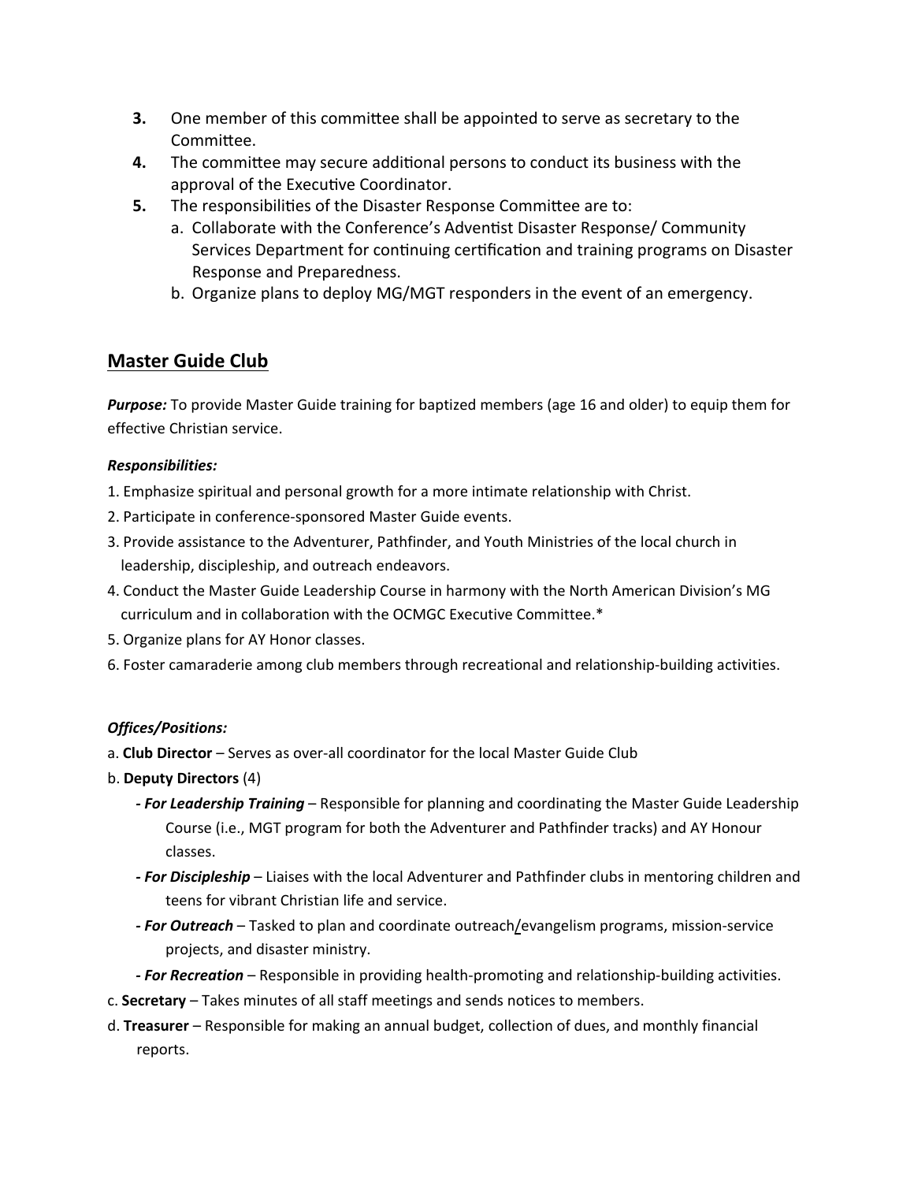3. One member of this committee shall be appointed to serve as secretary to the Committee.
4. The committee may secure additional persons to conduct its business with the approval of the Executive Coordinator.
5. The responsibilities of the Disaster Response Committee are to:
   a. Collaborate with the Conference's Adventist Disaster Response/ Community Services Department for continuing certification and training programs on Disaster Response and Preparedness.
   b. Organize plans to deploy MG/MGT responders in the event of an emergency.

## Master Guide Club

***Purpose:*** To provide Master Guide training for baptized members (age 16 and older) to equip them for effective Christian service.

***Responsibilities:***

1. Emphasize spiritual and personal growth for a more intimate relationship with Christ.
2. Participate in conference-sponsored Master Guide events.
3. Provide assistance to the Adventurer, Pathfinder, and Youth Ministries of the local church in leadership, discipleship, and outreach endeavors.
4. Conduct the Master Guide Leadership Course in harmony with the North American Division's MG curriculum and in collaboration with the OCMGC Executive Committee.*
5. Organize plans for AY Honor classes.
6. Foster camaraderie among club members through recreational and relationship-building activities.

***Offices/Positions:***

a. **Club Director** – Serves as over-all coordinator for the local Master Guide Club

b. **Deputy Directors** (4)

- ***For Leadership Training*** – Responsible for planning and coordinating the Master Guide Leadership Course (i.e., MGT program for both the Adventurer and Pathfinder tracks) and AY Honour classes.
- ***For Discipleship*** – Liaises with the local Adventurer and Pathfinder clubs in mentoring children and teens for vibrant Christian life and service.
- ***For Outreach*** – Tasked to plan and coordinate outreach/evangelism programs, mission-service projects, and disaster ministry.
- ***For Recreation*** – Responsible in providing health-promoting and relationship-building activities.

c. **Secretary** – Takes minutes of all staff meetings and sends notices to members.

d. **Treasurer** – Responsible for making an annual budget, collection of dues, and monthly financial reports.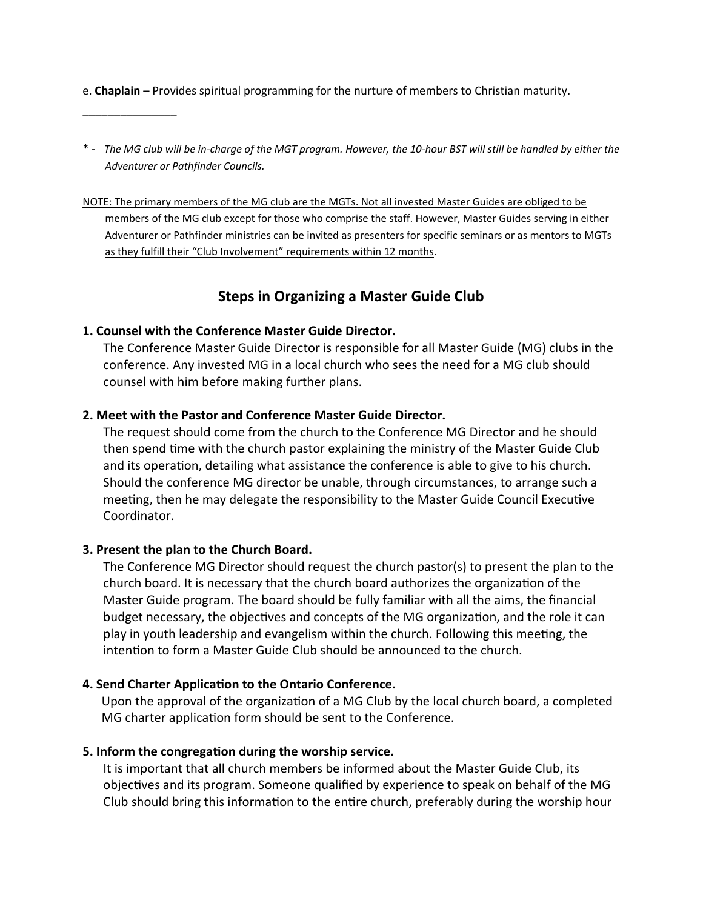e. **Chaplain** – Provides spiritual programming for the nurture of members to Christian maturity.

_______________

* - *The MG club will be in-charge of the MGT program. However, the 10-hour BST will still be handled by either the Adventurer or Pathfinder Councils.*

<u>NOTE: The primary members of the MG club are the MGTs. Not all invested Master Guides are obliged to be members of the MG club except for those who comprise the staff. However, Master Guides serving in either Adventurer or Pathfinder ministries can be invited as presenters for specific seminars or as mentors to MGTs as they fulfill their "Club Involvement" requirements within 12 months</u>.

## Steps in Organizing a Master Guide Club

**1. Counsel with the Conference Master Guide Director.**

The Conference Master Guide Director is responsible for all Master Guide (MG) clubs in the conference. Any invested MG in a local church who sees the need for a MG club should counsel with him before making further plans.

**2. Meet with the Pastor and Conference Master Guide Director.**

The request should come from the church to the Conference MG Director and he should then spend time with the church pastor explaining the ministry of the Master Guide Club and its operation, detailing what assistance the conference is able to give to his church. Should the conference MG director be unable, through circumstances, to arrange such a meeting, then he may delegate the responsibility to the Master Guide Council Executive Coordinator.

**3. Present the plan to the Church Board.**

The Conference MG Director should request the church pastor(s) to present the plan to the church board. It is necessary that the church board authorizes the organization of the Master Guide program. The board should be fully familiar with all the aims, the financial budget necessary, the objectives and concepts of the MG organization, and the role it can play in youth leadership and evangelism within the church. Following this meeting, the intention to form a Master Guide Club should be announced to the church.

**4. Send Charter Application to the Ontario Conference.**

Upon the approval of the organization of a MG Club by the local church board, a completed MG charter application form should be sent to the Conference.

**5. Inform the congregation during the worship service.**

It is important that all church members be informed about the Master Guide Club, its objectives and its program. Someone qualified by experience to speak on behalf of the MG Club should bring this information to the entire church, preferably during the worship hour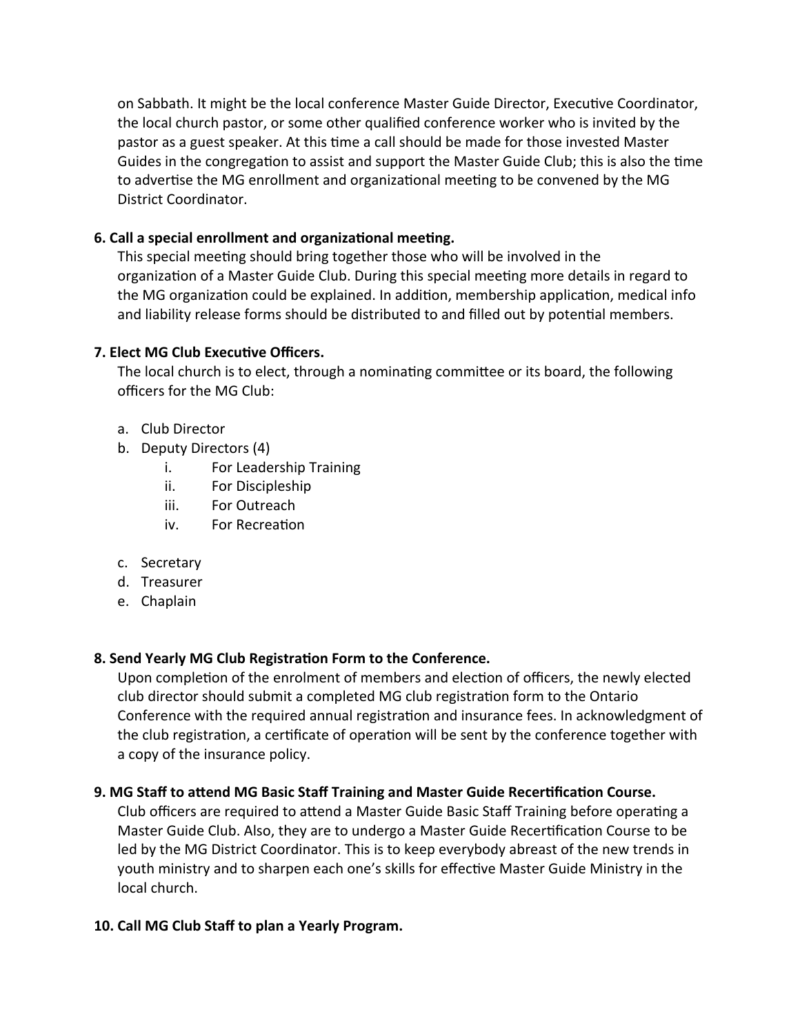on Sabbath. It might be the local conference Master Guide Director, Executive Coordinator, the local church pastor, or some other qualified conference worker who is invited by the pastor as a guest speaker. At this time a call should be made for those invested Master Guides in the congregation to assist and support the Master Guide Club; this is also the time to advertise the MG enrollment and organizational meeting to be convened by the MG District Coordinator.

**6. Call a special enrollment and organizational meeting.**

This special meeting should bring together those who will be involved in the organization of a Master Guide Club. During this special meeting more details in regard to the MG organization could be explained. In addition, membership application, medical info and liability release forms should be distributed to and filled out by potential members.

**7. Elect MG Club Executive Officers.**

The local church is to elect, through a nominating committee or its board, the following officers for the MG Club:

a. Club Director
b. Deputy Directors (4)
   i. For Leadership Training
   ii. For Discipleship
   iii. For Outreach
   iv. For Recreation
c. Secretary
d. Treasurer
e. Chaplain

**8. Send Yearly MG Club Registration Form to the Conference.**

Upon completion of the enrolment of members and election of officers, the newly elected club director should submit a completed MG club registration form to the Ontario Conference with the required annual registration and insurance fees. In acknowledgment of the club registration, a certificate of operation will be sent by the conference together with a copy of the insurance policy.

**9. MG Staff to attend MG Basic Staff Training and Master Guide Recertification Course.**

Club officers are required to attend a Master Guide Basic Staff Training before operating a Master Guide Club. Also, they are to undergo a Master Guide Recertification Course to be led by the MG District Coordinator. This is to keep everybody abreast of the new trends in youth ministry and to sharpen each one's skills for effective Master Guide Ministry in the local church.

**10. Call MG Club Staff to plan a Yearly Program.**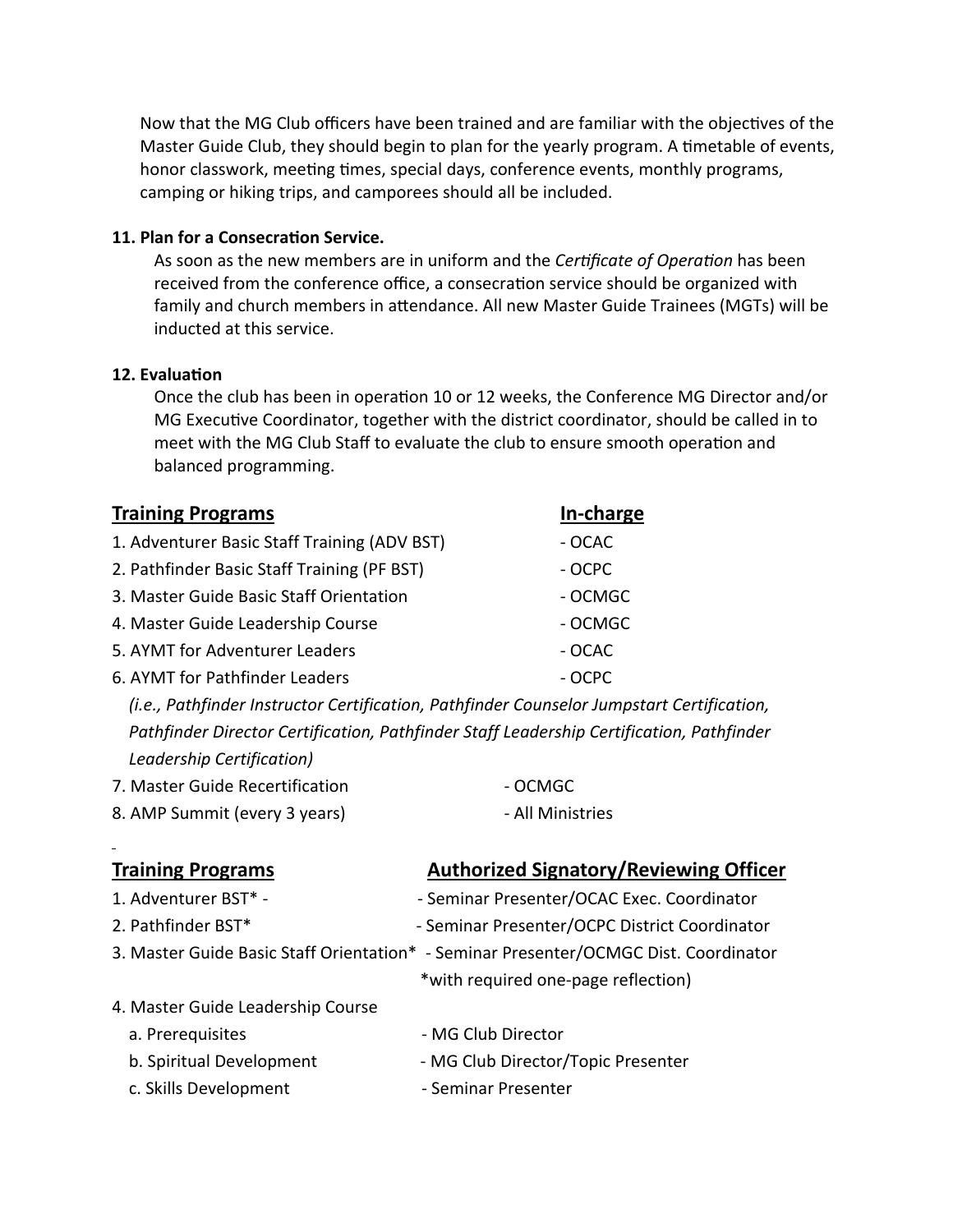Now that the MG Club officers have been trained and are familiar with the objectives of the Master Guide Club, they should begin to plan for the yearly program. A timetable of events, honor classwork, meeting times, special days, conference events, monthly programs, camping or hiking trips, and camporees should all be included.

**11. Plan for a Consecration Service.**

As soon as the new members are in uniform and the *Certificate of Operation* has been received from the conference office, a consecration service should be organized with family and church members in attendance. All new Master Guide Trainees (MGTs) will be inducted at this service.

**12. Evaluation**

Once the club has been in operation 10 or 12 weeks, the Conference MG Director and/or MG Executive Coordinator, together with the district coordinator, should be called in to meet with the MG Club Staff to evaluate the club to ensure smooth operation and balanced programming.

| **Training Programs** | **In-charge** |
|---|---|
| 1. Adventurer Basic Staff Training (ADV BST) | - OCAC |
| 2. Pathfinder Basic Staff Training (PF BST) | - OCPC |
| 3. Master Guide Basic Staff Orientation | - OCMGC |
| 4. Master Guide Leadership Course | - OCMGC |
| 5. AYMT for Adventurer Leaders | - OCAC |
| 6. AYMT for Pathfinder Leaders *(i.e., Pathfinder Instructor Certification, Pathfinder Counselor Jumpstart Certification, Pathfinder Director Certification, Pathfinder Staff Leadership Certification, Pathfinder Leadership Certification)* | - OCPC |
| 7. Master Guide Recertification | - OCMGC |
| 8. AMP Summit (every 3 years) | - All Ministries |

| **Training Programs** | **Authorized Signatory/Reviewing Officer** |
|---|---|
| 1. Adventurer BST* - | - Seminar Presenter/OCAC Exec. Coordinator |
| 2. Pathfinder BST* | - Seminar Presenter/OCPC District Coordinator |
| 3. Master Guide Basic Staff Orientation* | - Seminar Presenter/OCMGC Dist. Coordinator *with required one-page reflection) |
| 4. Master Guide Leadership Course | |
| a. Prerequisites | - MG Club Director |
| b. Spiritual Development | - MG Club Director/Topic Presenter |
| c. Skills Development | - Seminar Presenter |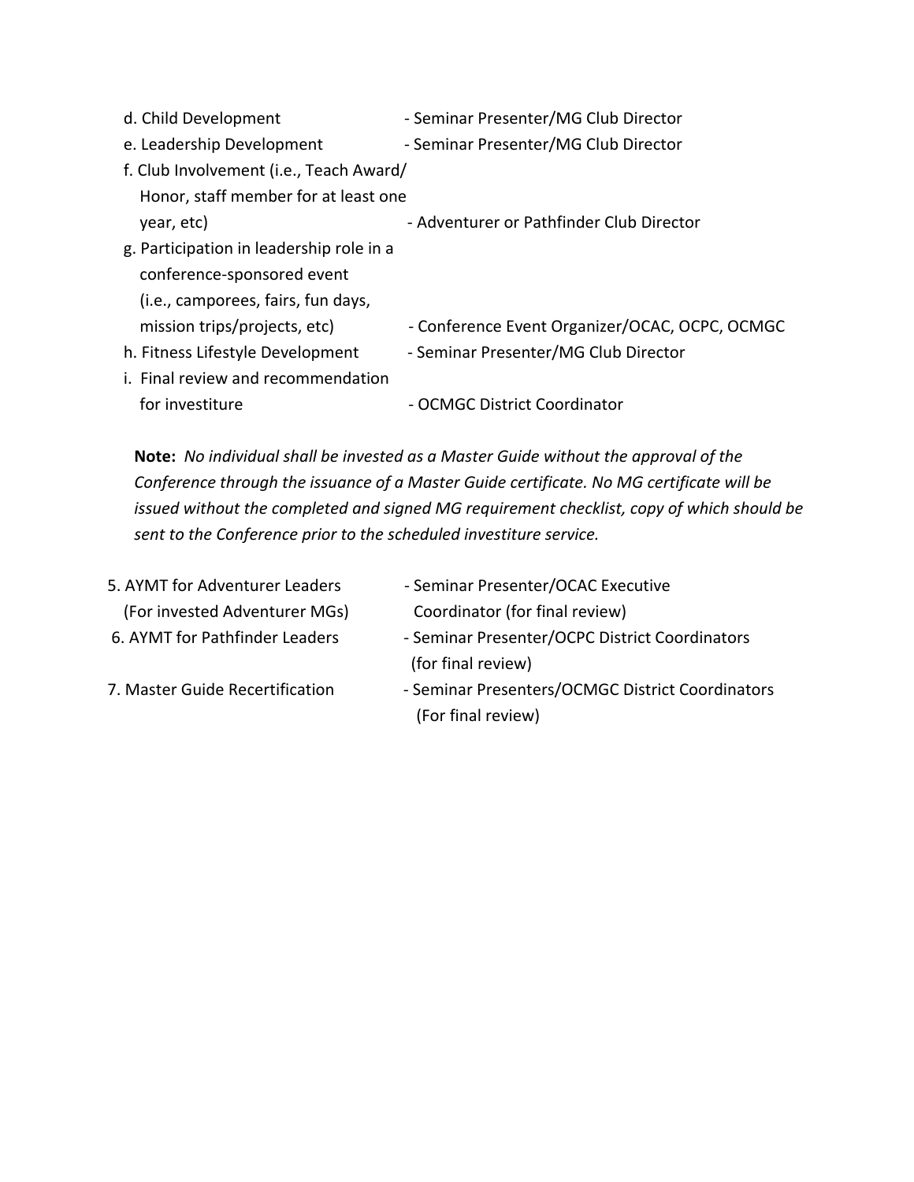d. Child Development - Seminar Presenter/MG Club Director

e. Leadership Development - Seminar Presenter/MG Club Director

f. Club Involvement (i.e., Teach Award/ Honor, staff member for at least one year, etc) - Adventurer or Pathfinder Club Director

g. Participation in leadership role in a conference-sponsored event (i.e., camporees, fairs, fun days, mission trips/projects, etc) - Conference Event Organizer/OCAC, OCPC, OCMGC

h. Fitness Lifestyle Development - Seminar Presenter/MG Club Director

i. Final review and recommendation for investiture - OCMGC District Coordinator

**Note:** *No individual shall be invested as a Master Guide without the approval of the Conference through the issuance of a Master Guide certificate. No MG certificate will be issued without the completed and signed MG requirement checklist, copy of which should be sent to the Conference prior to the scheduled investiture service.*

5. AYMT for Adventurer Leaders (For invested Adventurer MGs) - Seminar Presenter/OCAC Executive Coordinator (for final review)
6. AYMT for Pathfinder Leaders - Seminar Presenter/OCPC District Coordinators (for final review)
7. Master Guide Recertification - Seminar Presenters/OCMGC District Coordinators (For final review)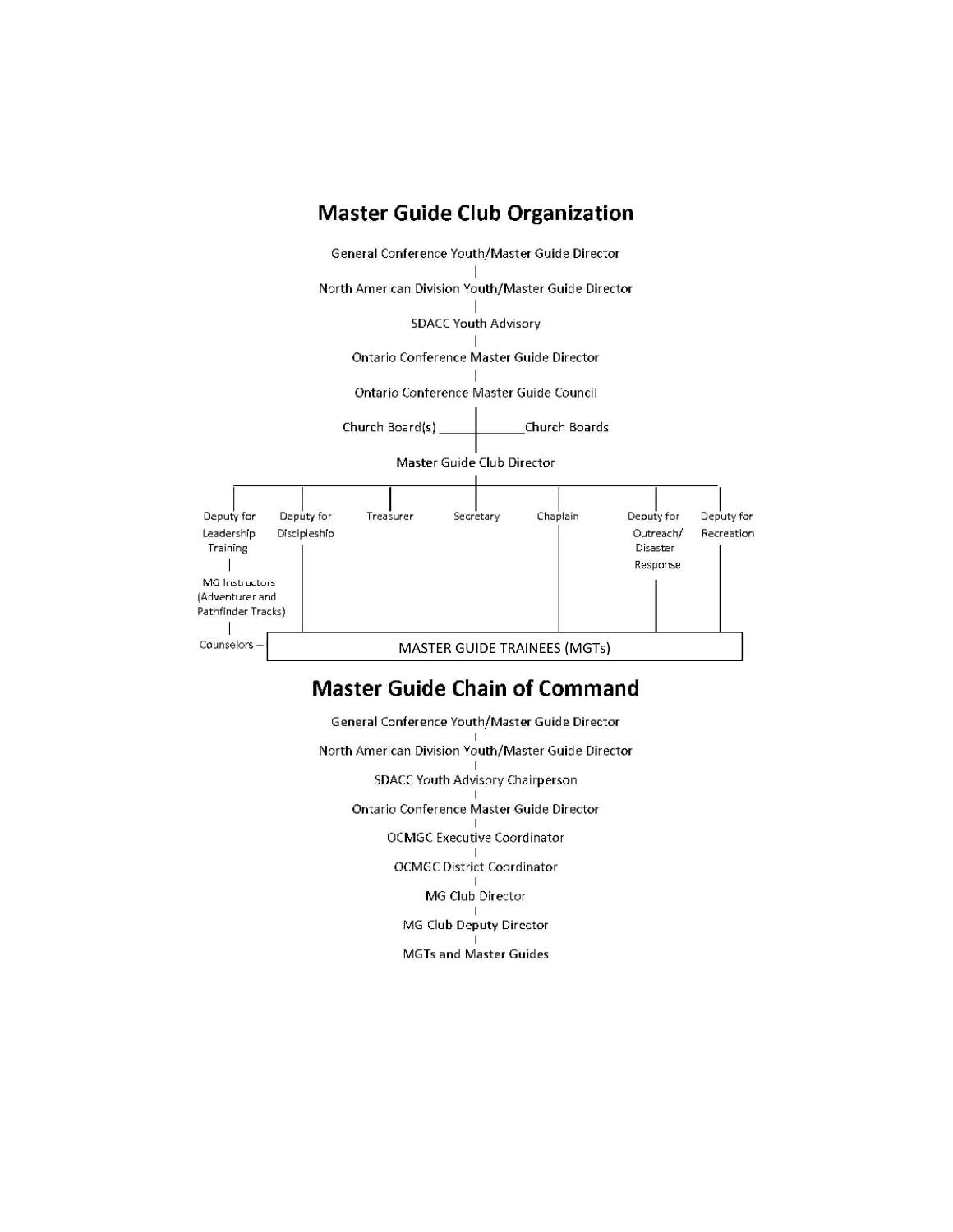# Master Guide Club Organization

General Conference Youth/Master Guide Director

North American Division Youth/Master Guide Director

SDACC Youth Advisory

Ontario Conference Master Guide Director

Ontario Conference Master Guide Council

Church Board(s) Church Boards

Master Guide Club Director

Deputy for Leadership Training

MG Instructors (Adventurer and Pathfinder Tracks)

Counselors –

Deputy for Discipleship

Treasurer

Secretary

Chaplain

Deputy for Outreach/ Disaster Response

Deputy for Recreation

MASTER GUIDE TRAINEES (MGTs)

# Master Guide Chain of Command

General Conference Youth/Master Guide Director

North American Division Youth/Master Guide Director

SDACC Youth Advisory Chairperson

Ontario Conference Master Guide Director

OCMGC Executive Coordinator

OCMGC District Coordinator

MG Club Director

MG Club Deputy Director

MGTs and Master Guides